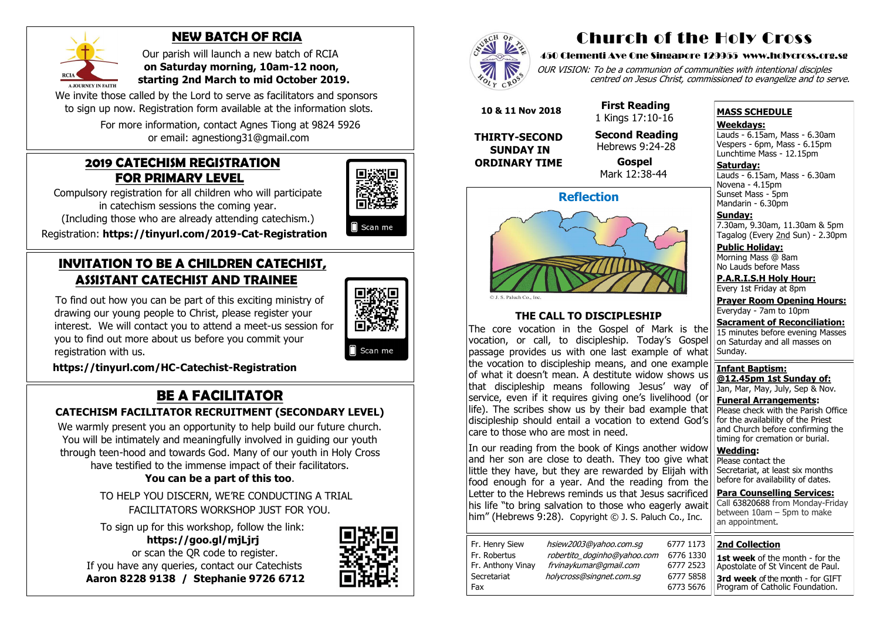## NEW BATCH OF RCIA

Our parish will launch a new batch of RCIA **on Saturday morning, 10am-12 noon, starting 2nd March to mid October 2019.**

We invite those called by the Lord to serve as facilitators and sponsors to sign up now. Registration form available at the information slots.

For more information, contact Agnes Tiong at 9824 5926 or email: agnestiong31@gmail.com

## 2019 CATECHISM REGISTRATION FOR PRIMARY LEVEL

Compulsory registration for all children who will participate in catechism sessions the coming year. (Including those who are already attending catechism.)

Registration: **https://tinyurl.com/2019-Cat-Registration**

Scan me

## INVITATION TO BE A CHILDREN CATECHIST, ASSISTANT CATECHIST AND TRAINEE

To find out how you can be part of this exciting ministry of drawing our young people to Christ, please register your interest. We will contact you to attend a meet-us session for you to find out more about us before you commit your registration with us.

**https://tinyurl.com/HC-Catechist-Registration**

Scan me

## BE A FACILITATOR

### CATECHISM FACILITATOR RECRUITMENT (SECONDARY LEVEL)

We warmly present you an opportunity to help build our future church. You will be intimately and meaningfully involved in guiding our youth through teen-hood and towards God. Many of our youth in Holy Cross have testified to the immense impact of their facilitators.

**You can be a part of this too**.

TO HELP YOU DISCERN, WE'RE CONDUCTING A TRIAL FACILITATORS WORKSHOP JUST FOR YOU.

To sign up for this workshop, follow the link:
**https://goo.gl/mjLjrj**
or scan the QR code to register.
If you have any queries, contact our Catechists
**Aaron 8228 9138 / Stephanie 9726 6712**

# Church of the Holy Cross

**450 Clementi Ave One Singapore 129955 www.holycross.org.sg**

*OUR VISION: To be a communion of communities with intentional disciples centred on Jesus Christ, commissioned to evangelize and to serve.*

**10 & 11 Nov 2018**

**THIRTY-SECOND SUNDAY IN ORDINARY TIME**

**First Reading**
1 Kings 17:10-16

**Second Reading**
Hebrews 9:24-28

**Gospel**
Mark 12:38-44

## Reflection

© J. S. Paluch Co., Inc.

### THE CALL TO DISCIPLESHIP

The core vocation in the Gospel of Mark is the vocation, or call, to discipleship. Today's Gospel passage provides us with one last example of what the vocation to discipleship means, and one example of what it doesn't mean. A destitute widow shows us that discipleship means following Jesus' way of service, even if it requires giving one's livelihood (or life). The scribes show us by their bad example that discipleship should entail a vocation to extend God's care to those who are most in need.

In our reading from the book of Kings another widow and her son are close to death. They too give what little they have, but they are rewarded by Elijah with food enough for a year. And the reading from the Letter to the Hebrews reminds us that Jesus sacrificed his life "to bring salvation to those who eagerly await him" (Hebrews 9:28). Copyright © J. S. Paluch Co., Inc.

| | | |
|---|---|---|
| Fr. Henry Siew | *hsiew2003@yahoo.com.sg* | 6777 1173 |
| Fr. Robertus | *robertito_doginho@yahoo.com* | 6776 1330 |
| Fr. Anthony Vinay | *frvinaykumar@gmail.com* | 6777 2523 |
| Secretariat | *holycross@singnet.com.sg* | 6777 5858 |
| Fax | | 6773 5676 |

**MASS SCHEDULE**

**Weekdays:**
Lauds - 6.15am, Mass - 6.30am
Vespers - 6pm, Mass - 6.15pm
Lunchtime Mass - 12.15pm

**Saturday:**
Lauds - 6.15am, Mass - 6.30am
Novena - 4.15pm
Sunset Mass - 5pm
Mandarin - 6.30pm

**Sunday:**
7.30am, 9.30am, 11.30am & 5pm
Tagalog (Every 2nd Sun) - 2.30pm

**Public Holiday:**
Morning Mass @ 8am
No Lauds before Mass

**P.A.R.I.S.H Holy Hour:**
Every 1st Friday at 8pm

**Prayer Room Opening Hours:**
Everyday - 7am to 10pm

**Sacrament of Reconciliation:**
15 minutes before evening Masses on Saturday and all masses on Sunday.

**Infant Baptism:**
**@12.45pm 1st Sunday of:**
Jan, Mar, May, July, Sep & Nov.

**Funeral Arrangements:**
Please check with the Parish Office for the availability of the Priest and Church before confirming the timing for cremation or burial.

**Wedding:**
Please contact the Secretariat, at least six months before for availability of dates.

**Para Counselling Services:**
Call 63820688 from Monday-Friday between 10am – 5pm to make an appointment.

**2nd Collection**

**1st week** of the month - for the Apostolate of St Vincent de Paul.

**3rd week** of the month - for GIFT Program of Catholic Foundation.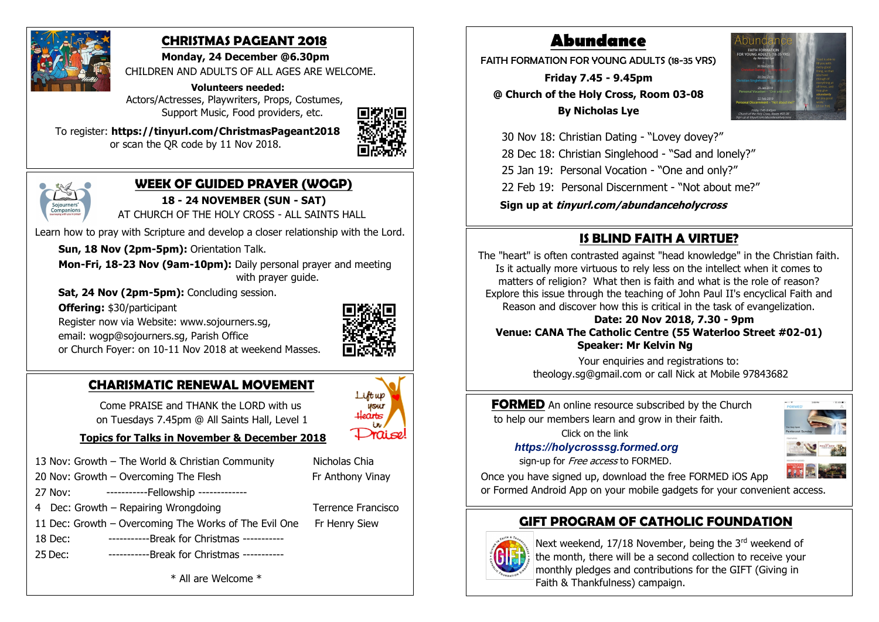## CHRISTMAS PAGEANT 2018

**Monday, 24 December @6.30pm**

CHILDREN AND ADULTS OF ALL AGES ARE WELCOME.

**Volunteers needed:**
Actors/Actresses, Playwriters, Props, Costumes, Support Music, Food providers, etc.

To register: **https://tinyurl.com/ChristmasPageant2018** or scan the QR code by 11 Nov 2018.

## WEEK OF GUIDED PRAYER (WOGP)

**18 - 24 NOVEMBER (SUN - SAT)**

AT CHURCH OF THE HOLY CROSS - ALL SAINTS HALL

Learn how to pray with Scripture and develop a closer relationship with the Lord.

**Sun, 18 Nov (2pm-5pm):** Orientation Talk.

**Mon-Fri, 18-23 Nov (9am-10pm):** Daily personal prayer and meeting with prayer guide.

**Sat, 24 Nov (2pm-5pm):** Concluding session.

**Offering:** $30/participant

Register now via Website: www.sojourners.sg,
email: wogp@sojourners.sg, Parish Office
or Church Foyer: on 10-11 Nov 2018 at weekend Masses.

## CHARISMATIC RENEWAL MOVEMENT

Come PRAISE and THANK the LORD with us on Tuesdays 7.45pm @ All Saints Hall, Level 1

**Topics for Talks in November & December 2018**

| | | |
|---|---|---|
| 13 Nov: | Growth – The World & Christian Community | Nicholas Chia |
| 20 Nov: | Growth – Overcoming The Flesh | Fr Anthony Vinay |
| 27 Nov: | -----------Fellowship ------------- | |
| 4 Dec: | Growth – Repairing Wrongdoing | Terrence Francisco |
| 11 Dec: | Growth – Overcoming The Works of The Evil One | Fr Henry Siew |
| 18 Dec: | -----------Break for Christmas ----------- | |
| 25 Dec: | -----------Break for Christmas ----------- | |

\* All are Welcome \*

## Abundance

FAITH FORMATION FOR YOUNG ADULTS (18-35 YRS)

**Friday 7.45 - 9.45pm**

**@ Church of the Holy Cross, Room 03-08**

**By Nicholas Lye**

30 Nov 18: Christian Dating - "Lovey dovey?"
28 Dec 18: Christian Singlehood - "Sad and lonely?"
25 Jan 19: Personal Vocation - "One and only?"
22 Feb 19: Personal Discernment - "Not about me?"

**Sign up at *tinyurl.com/abundanceholycross***

## IS BLIND FAITH A VIRTUE?

The "heart" is often contrasted against "head knowledge" in the Christian faith. Is it actually more virtuous to rely less on the intellect when it comes to matters of religion? What then is faith and what is the role of reason? Explore this issue through the teaching of John Paul II's encyclical Faith and Reason and discover how this is critical in the task of evangelization.

**Date: 20 Nov 2018, 7.30 - 9pm**

**Venue: CANA The Catholic Centre (55 Waterloo Street #02-01)**

**Speaker: Mr Kelvin Ng**

Your enquiries and registrations to:
theology.sg@gmail.com or call Nick at Mobile 97843682

**FORMED** An online resource subscribed by the Church to help our members learn and grow in their faith.

Click on the link

***https://holycrosssg.formed.org***

sign-up for *Free access* to FORMED.

Once you have signed up, download the free FORMED iOS App or Formed Android App on your mobile gadgets for your convenient access.

## GIFT PROGRAM OF CATHOLIC FOUNDATION

Next weekend, 17/18 November, being the 3rd weekend of the month, there will be a second collection to receive your monthly pledges and contributions for the GIFT (Giving in Faith & Thankfulness) campaign.